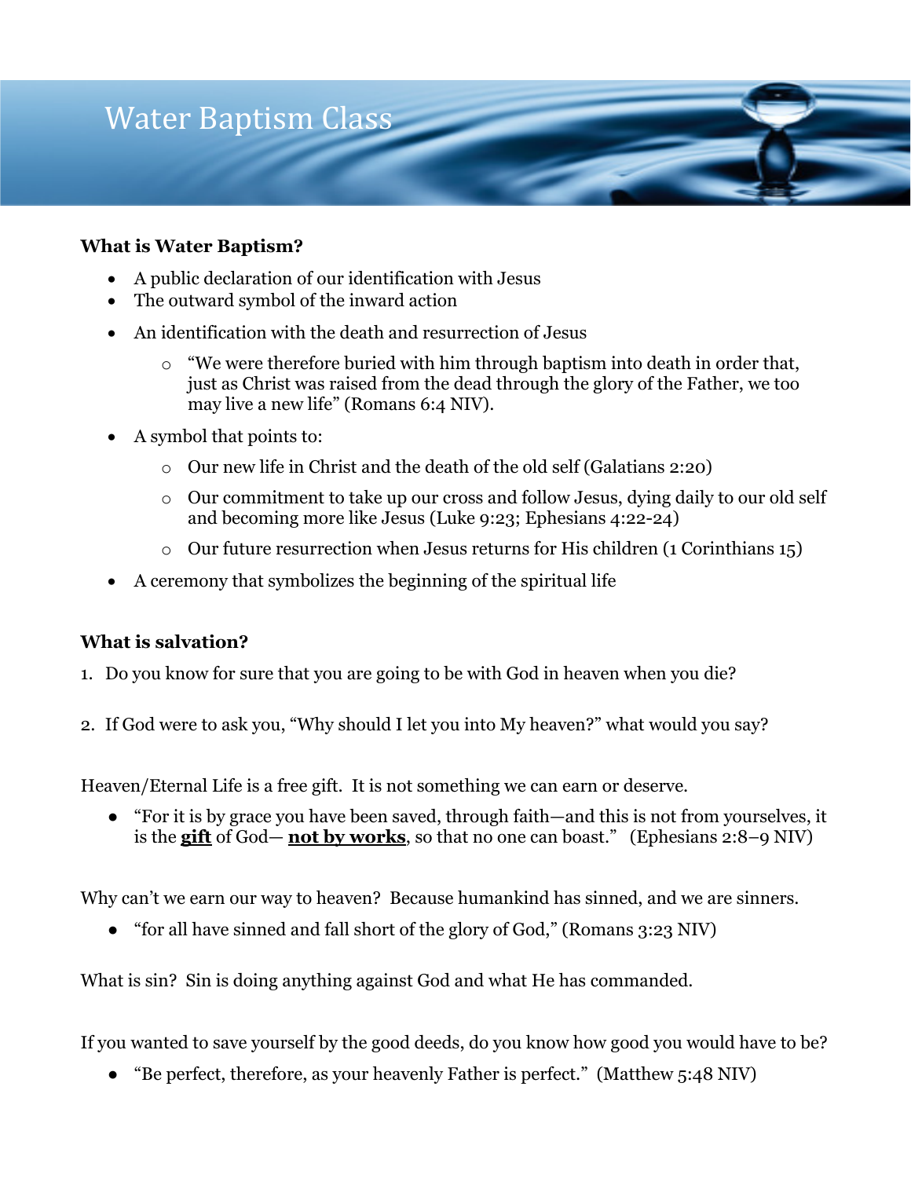# Water Baptism Class

**What is Water Baptism?**

- A public declaration of our identification with Jesus
- The outward symbol of the inward action
- An identification with the death and resurrection of Jesus
    - "We were therefore buried with him through baptism into death in order that, just as Christ was raised from the dead through the glory of the Father, we too may live a new life" (Romans 6:4 NIV).
- A symbol that points to:
    - Our new life in Christ and the death of the old self (Galatians 2:20)
    - Our commitment to take up our cross and follow Jesus, dying daily to our old self and becoming more like Jesus (Luke 9:23; Ephesians 4:22-24)
    - Our future resurrection when Jesus returns for His children (1 Corinthians 15)
- A ceremony that symbolizes the beginning of the spiritual life

**What is salvation?**

1. Do you know for sure that you are going to be with God in heaven when you die?

2. If God were to ask you, "Why should I let you into My heaven?" what would you say?

Heaven/Eternal Life is a free gift. It is not something we can earn or deserve.

- "For it is by grace you have been saved, through faith—and this is not from yourselves, it is the **gift** of God— **not by works**, so that no one can boast." (Ephesians 2:8–9 NIV)

Why can't we earn our way to heaven? Because humankind has sinned, and we are sinners.

- "for all have sinned and fall short of the glory of God," (Romans 3:23 NIV)

What is sin? Sin is doing anything against God and what He has commanded.

If you wanted to save yourself by the good deeds, do you know how good you would have to be?

- "Be perfect, therefore, as your heavenly Father is perfect." (Matthew 5:48 NIV)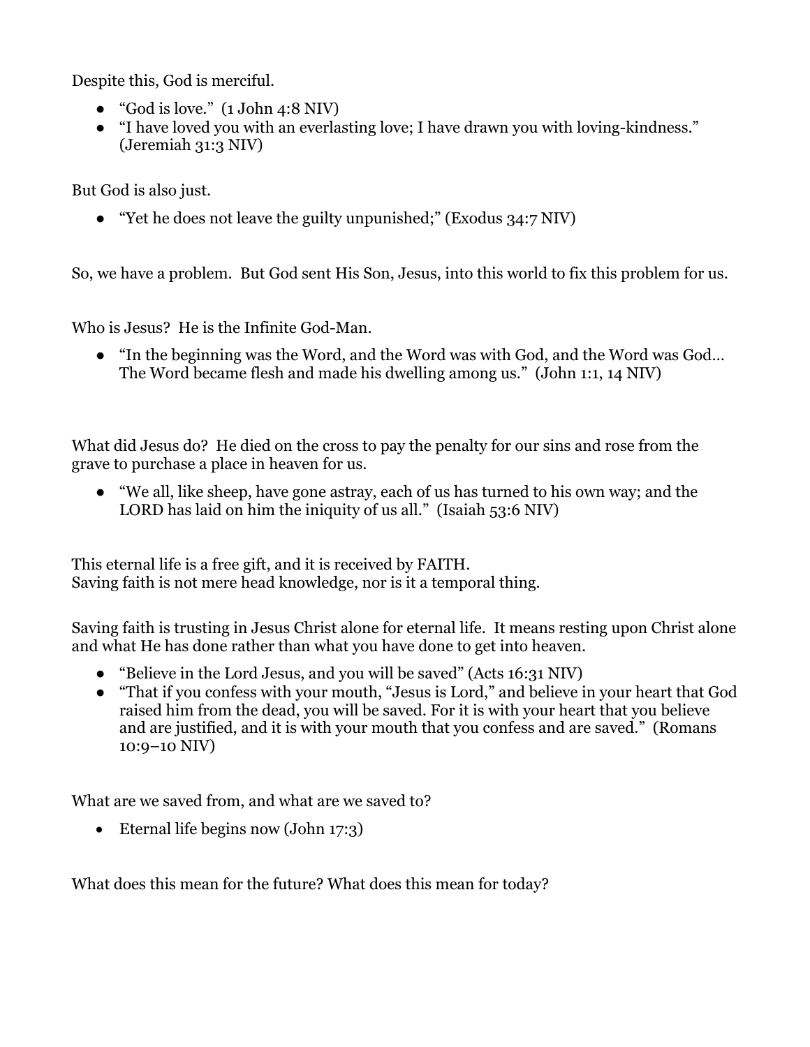Despite this, God is merciful.

- "God is love." (1 John 4:8 NIV)
- "I have loved you with an everlasting love; I have drawn you with loving-kindness." (Jeremiah 31:3 NIV)

But God is also just.

- "Yet he does not leave the guilty unpunished;" (Exodus 34:7 NIV)

So, we have a problem. But God sent His Son, Jesus, into this world to fix this problem for us.

Who is Jesus? He is the Infinite God-Man.

- "In the beginning was the Word, and the Word was with God, and the Word was God… The Word became flesh and made his dwelling among us." (John 1:1, 14 NIV)

What did Jesus do? He died on the cross to pay the penalty for our sins and rose from the grave to purchase a place in heaven for us.

- "We all, like sheep, have gone astray, each of us has turned to his own way; and the LORD has laid on him the iniquity of us all." (Isaiah 53:6 NIV)

This eternal life is a free gift, and it is received by FAITH.
Saving faith is not mere head knowledge, nor is it a temporal thing.

Saving faith is trusting in Jesus Christ alone for eternal life. It means resting upon Christ alone and what He has done rather than what you have done to get into heaven.

- "Believe in the Lord Jesus, and you will be saved" (Acts 16:31 NIV)
- "That if you confess with your mouth, "Jesus is Lord," and believe in your heart that God raised him from the dead, you will be saved. For it is with your heart that you believe and are justified, and it is with your mouth that you confess and are saved." (Romans 10:9–10 NIV)

What are we saved from, and what are we saved to?

- Eternal life begins now (John 17:3)

What does this mean for the future? What does this mean for today?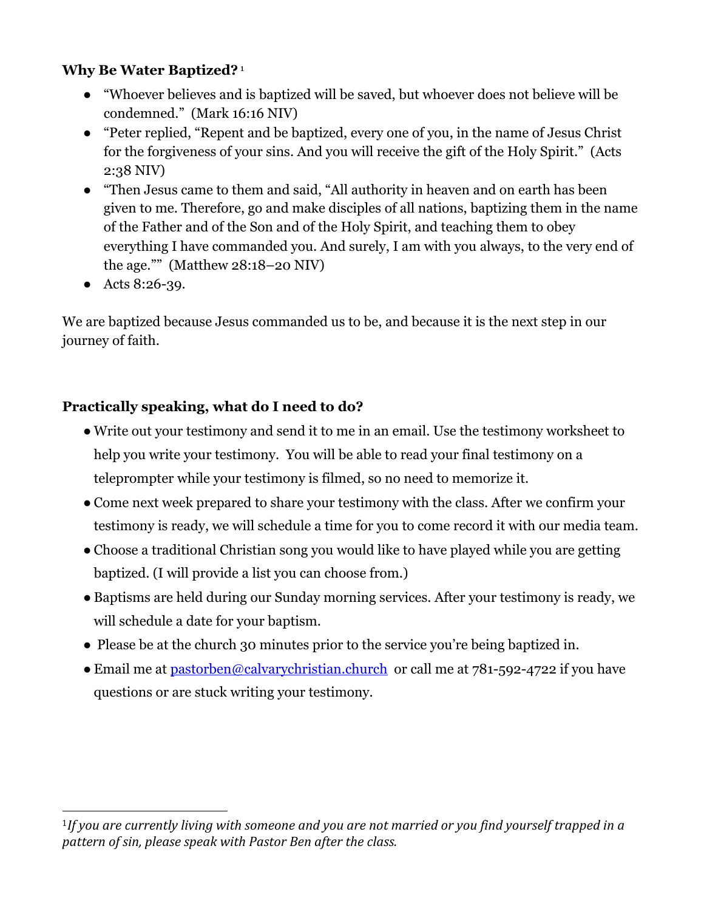**Why Be Water Baptized?** [1]

- "Whoever believes and is baptized will be saved, but whoever does not believe will be condemned." (Mark 16:16 NIV)
- "Peter replied, "Repent and be baptized, every one of you, in the name of Jesus Christ for the forgiveness of your sins. And you will receive the gift of the Holy Spirit." (Acts 2:38 NIV)
- "Then Jesus came to them and said, "All authority in heaven and on earth has been given to me. Therefore, go and make disciples of all nations, baptizing them in the name of the Father and of the Son and of the Holy Spirit, and teaching them to obey everything I have commanded you. And surely, I am with you always, to the very end of the age."" (Matthew 28:18–20 NIV)
- Acts 8:26-39.

We are baptized because Jesus commanded us to be, and because it is the next step in our journey of faith.

**Practically speaking, what do I need to do?**

- Write out your testimony and send it to me in an email. Use the testimony worksheet to help you write your testimony. You will be able to read your final testimony on a teleprompter while your testimony is filmed, so no need to memorize it.
- Come next week prepared to share your testimony with the class. After we confirm your testimony is ready, we will schedule a time for you to come record it with our media team.
- Choose a traditional Christian song you would like to have played while you are getting baptized. (I will provide a list you can choose from.)
- Baptisms are held during our Sunday morning services. After your testimony is ready, we will schedule a date for your baptism.
- Please be at the church 30 minutes prior to the service you're being baptized in.
- Email me at pastorben@calvarychristian.church or call me at 781-592-4722 if you have questions or are stuck writing your testimony.

---

[1] *If you are currently living with someone and you are not married or you find yourself trapped in a pattern of sin, please speak with Pastor Ben after the class.*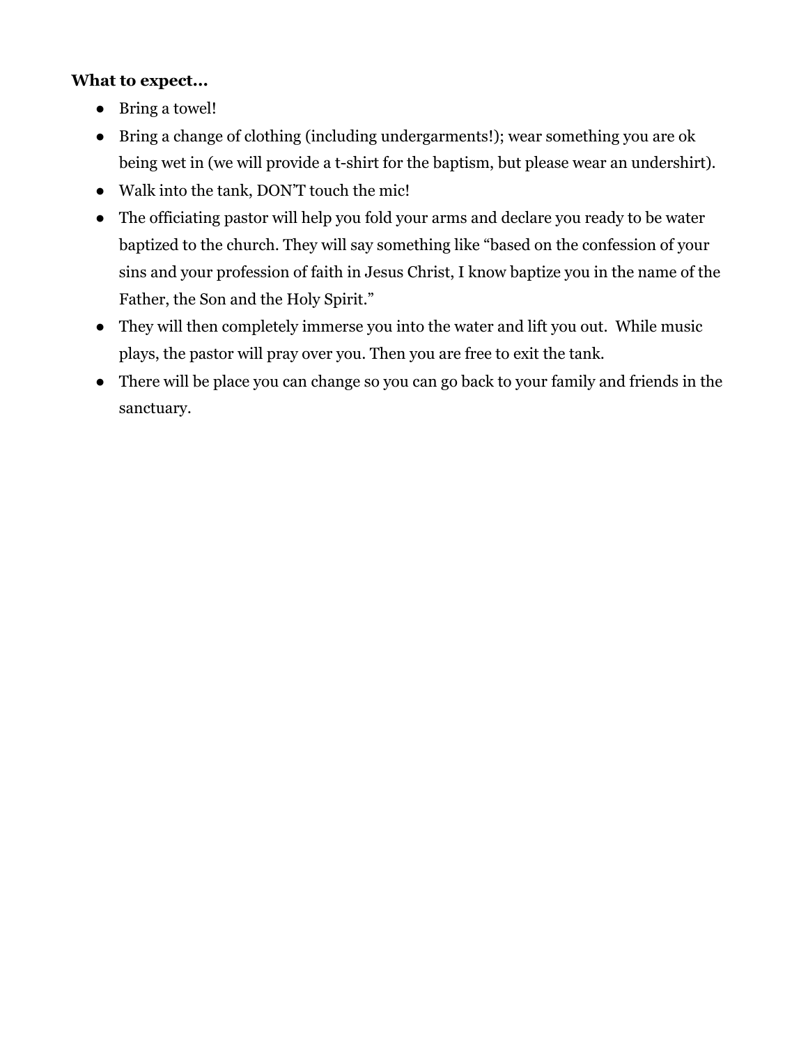**What to expect…**

- Bring a towel!
- Bring a change of clothing (including undergarments!); wear something you are ok being wet in (we will provide a t-shirt for the baptism, but please wear an undershirt).
- Walk into the tank, DON'T touch the mic!
- The officiating pastor will help you fold your arms and declare you ready to be water baptized to the church. They will say something like "based on the confession of your sins and your profession of faith in Jesus Christ, I know baptize you in the name of the Father, the Son and the Holy Spirit."
- They will then completely immerse you into the water and lift you out. While music plays, the pastor will pray over you. Then you are free to exit the tank.
- There will be place you can change so you can go back to your family and friends in the sanctuary.